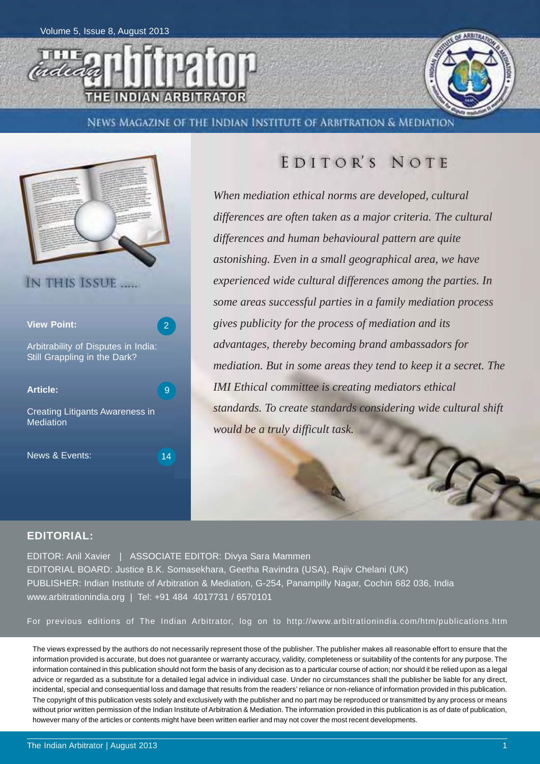Volume 5, Issue 8, August 2013

# THE INDIAN ARBITRATOR

NEWS MAGAZINE OF THE INDIAN INSTITUTE OF ARBITRATION & MEDIATION

## IN THIS ISSUE .....

**View Point:** 2

Arbitrability of Disputes in India: Still Grappling in the Dark?

**Article:** 9

Creating Litigants Awareness in Mediation

News & Events: 14

## EDITOR'S NOTE

*When mediation ethical norms are developed, cultural differences are often taken as a major criteria. The cultural differences and human behavioural pattern are quite astonishing. Even in a small geographical area, we have experienced wide cultural differences among the parties. In some areas successful parties in a family mediation process gives publicity for the process of mediation and its advantages, thereby becoming brand ambassadors for mediation. But in some areas they tend to keep it a secret. The IMI Ethical committee is creating mediators ethical standards. To create standards considering wide cultural shift would be a truly difficult task.*

## EDITORIAL:

EDITOR: Anil Xavier | ASSOCIATE EDITOR: Divya Sara Mammen
EDITORIAL BOARD: Justice B.K. Somasekhara, Geetha Ravindra (USA), Rajiv Chelani (UK)
PUBLISHER: Indian Institute of Arbitration & Mediation, G-254, Panampilly Nagar, Cochin 682 036, India
www.arbitrationindia.org | Tel: +91 484 4017731 / 6570101

For previous editions of The Indian Arbitrator, log on to http://www.arbitrationindia.com/htm/publications.htm

The views expressed by the authors do not necessarily represent those of the publisher. The publisher makes all reasonable effort to ensure that the information provided is accurate, but does not guarantee or warranty accuracy, validity, completeness or suitability of the contents for any purpose. The information contained in this publication should not form the basis of any decision as to a particular course of action; nor should it be relied upon as a legal advice or regarded as a substitute for a detailed legal advice in individual case. Under no circumstances shall the publisher be liable for any direct, incidental, special and consequential loss and damage that results from the readers' reliance or non-reliance of information provided in this publication. The copyright of this publication vests solely and exclusively with the publisher and no part may be reproduced or transmitted by any process or means without prior written permission of the Indian Institute of Arbitration & Mediation. The information provided in this publication is as of date of publication, however many of the articles or contents might have been written earlier and may not cover the most recent developments.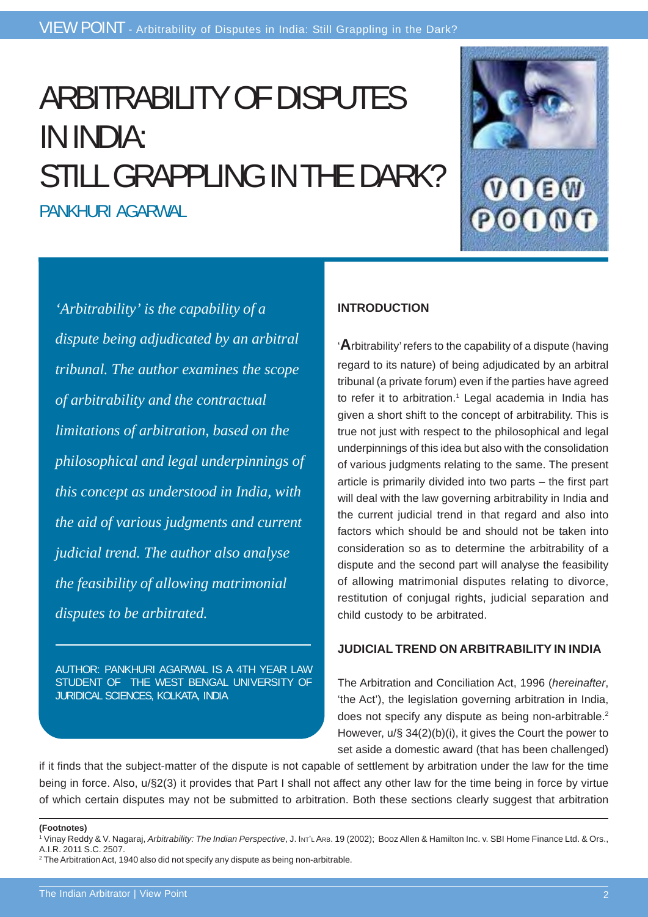# ARBITRABILITY OF DISPUTES IN INDIA: STILL GRAPPLING IN THE DARK?

PANKHURI AGARWAL

*'Arbitrability' is the capability of a dispute being adjudicated by an arbitral tribunal. The author examines the scope of arbitrability and the contractual limitations of arbitration, based on the philosophical and legal underpinnings of this concept as understood in India, with the aid of various judgments and current judicial trend. The author also analyse the feasibility of allowing matrimonial disputes to be arbitrated.*

AUTHOR: PANKHURI AGARWAL IS A 4TH YEAR LAW STUDENT OF THE WEST BENGAL UNIVERSITY OF JURIDICAL SCIENCES, KOLKATA, INDIA

## INTRODUCTION

'Arbitrability' refers to the capability of a dispute (having regard to its nature) of being adjudicated by an arbitral tribunal (a private forum) even if the parties have agreed to refer it to arbitration.[1] Legal academia in India has given a short shift to the concept of arbitrability. This is true not just with respect to the philosophical and legal underpinnings of this idea but also with the consolidation of various judgments relating to the same. The present article is primarily divided into two parts – the first part will deal with the law governing arbitrability in India and the current judicial trend in that regard and also into factors which should be and should not be taken into consideration so as to determine the arbitrability of a dispute and the second part will analyse the feasibility of allowing matrimonial disputes relating to divorce, restitution of conjugal rights, judicial separation and child custody to be arbitrated.

## JUDICIAL TREND ON ARBITRABILITY IN INDIA

The Arbitration and Conciliation Act, 1996 (*hereinafter*, 'the Act'), the legislation governing arbitration in India, does not specify any dispute as being non-arbitrable.[2] However, u/§ 34(2)(b)(i), it gives the Court the power to set aside a domestic award (that has been challenged) if it finds that the subject-matter of the dispute is not capable of settlement by arbitration under the law for the time being in force. Also, u/§2(3) it provides that Part I shall not affect any other law for the time being in force by virtue of which certain disputes may not be submitted to arbitration. Both these sections clearly suggest that arbitration

**(Footnotes)**

[1] Vinay Reddy & V. Nagaraj, *Arbitrability: The Indian Perspective*, J. INT'L ARB. 19 (2002); Booz Allen & Hamilton Inc. v. SBI Home Finance Ltd. & Ors., A.I.R. 2011 S.C. 2507.

[2] The Arbitration Act, 1940 also did not specify any dispute as being non-arbitrable.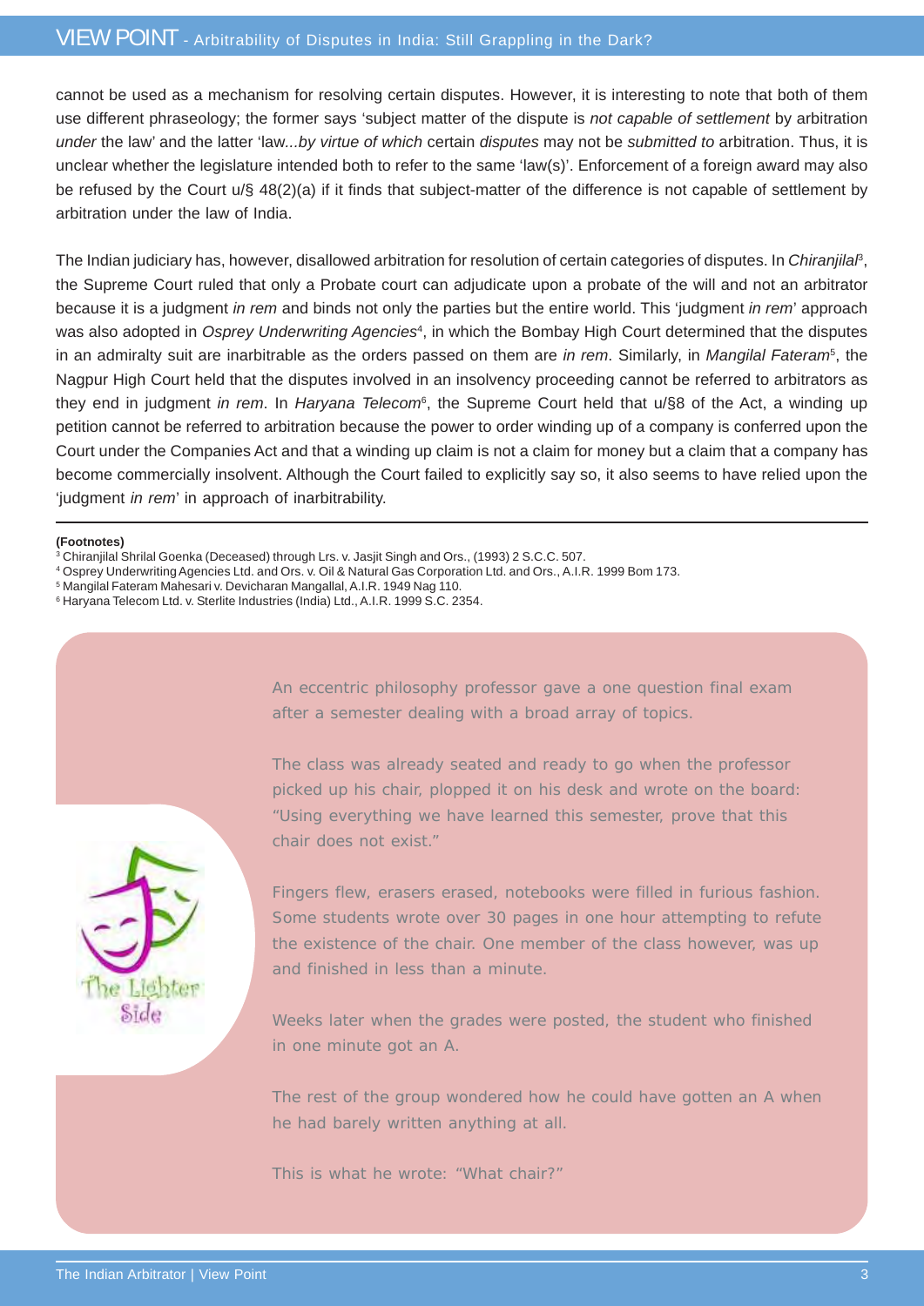cannot be used as a mechanism for resolving certain disputes. However, it is interesting to note that both of them use different phraseology; the former says 'subject matter of the dispute is *not capable of settlement* by arbitration *under* the law' and the latter 'law*...by virtue of which* certain *disputes* may not be *submitted to* arbitration. Thus, it is unclear whether the legislature intended both to refer to the same 'law(s)'. Enforcement of a foreign award may also be refused by the Court u/§ 48(2)(a) if it finds that subject-matter of the difference is not capable of settlement by arbitration under the law of India.

The Indian judiciary has, however, disallowed arbitration for resolution of certain categories of disputes. In *Chiranjilal*[3], the Supreme Court ruled that only a Probate court can adjudicate upon a probate of the will and not an arbitrator because it is a judgment *in rem* and binds not only the parties but the entire world. This 'judgment *in rem*' approach was also adopted in *Osprey Underwriting Agencies*[4], in which the Bombay High Court determined that the disputes in an admiralty suit are inarbitrable as the orders passed on them are *in rem*. Similarly, in *Mangilal Fateram*[5], the Nagpur High Court held that the disputes involved in an insolvency proceeding cannot be referred to arbitrators as they end in judgment *in rem*. In *Haryana Telecom*[6], the Supreme Court held that u/§8 of the Act, a winding up petition cannot be referred to arbitration because the power to order winding up of a company is conferred upon the Court under the Companies Act and that a winding up claim is not a claim for money but a claim that a company has become commercially insolvent. Although the Court failed to explicitly say so, it also seems to have relied upon the 'judgment *in rem*' in approach of inarbitrability.

**(Footnotes)**

[3] Chiranjilal Shrilal Goenka (Deceased) through Lrs. v. Jasjit Singh and Ors., (1993) 2 S.C.C. 507.

[4] Osprey Underwriting Agencies Ltd. and Ors. v. Oil & Natural Gas Corporation Ltd. and Ors., A.I.R. 1999 Bom 173.

[5] Mangilal Fateram Mahesari v. Devicharan Mangallal, A.I.R. 1949 Nag 110.

[6] Haryana Telecom Ltd. v. Sterlite Industries (India) Ltd., A.I.R. 1999 S.C. 2354.

The Lighter Side

An eccentric philosophy professor gave a one question final exam after a semester dealing with a broad array of topics.

The class was already seated and ready to go when the professor picked up his chair, plopped it on his desk and wrote on the board: "Using everything we have learned this semester, prove that this chair does not exist."

Fingers flew, erasers erased, notebooks were filled in furious fashion. Some students wrote over 30 pages in one hour attempting to refute the existence of the chair. One member of the class however, was up and finished in less than a minute.

Weeks later when the grades were posted, the student who finished in one minute got an A.

The rest of the group wondered how he could have gotten an A when he had barely written anything at all.

This is what he wrote: "What chair?"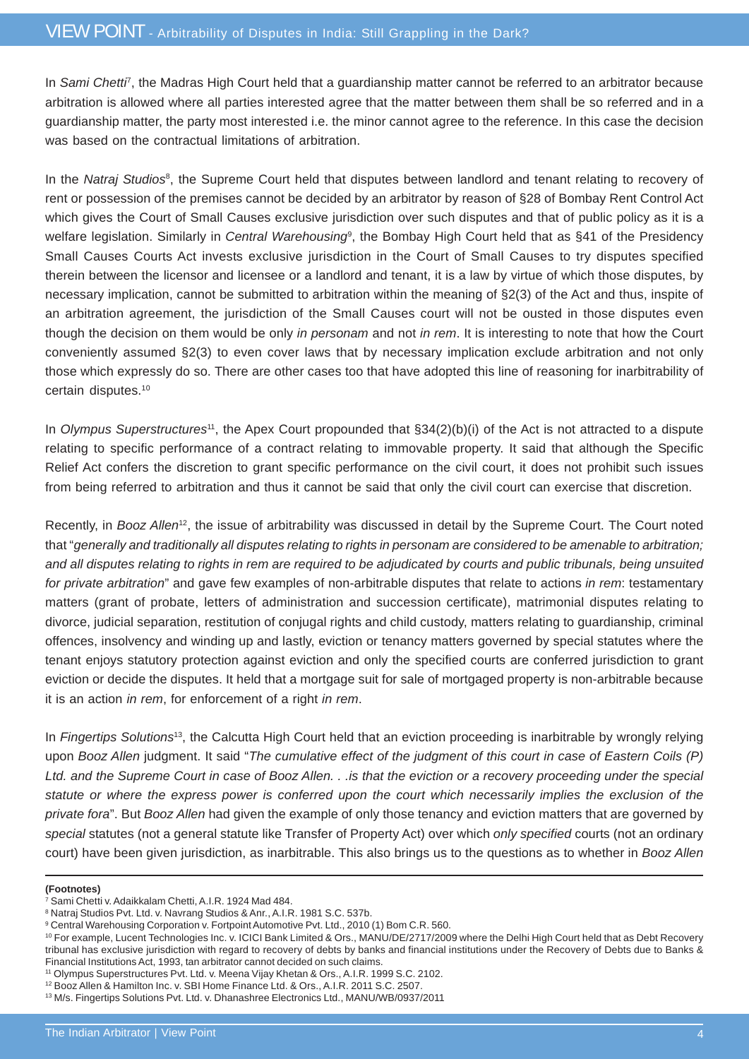In *Sami Chetti*[7], the Madras High Court held that a guardianship matter cannot be referred to an arbitrator because arbitration is allowed where all parties interested agree that the matter between them shall be so referred and in a guardianship matter, the party most interested i.e. the minor cannot agree to the reference. In this case the decision was based on the contractual limitations of arbitration.

In the *Natraj Studios*[8], the Supreme Court held that disputes between landlord and tenant relating to recovery of rent or possession of the premises cannot be decided by an arbitrator by reason of §28 of Bombay Rent Control Act which gives the Court of Small Causes exclusive jurisdiction over such disputes and that of public policy as it is a welfare legislation. Similarly in *Central Warehousing*[9], the Bombay High Court held that as §41 of the Presidency Small Causes Courts Act invests exclusive jurisdiction in the Court of Small Causes to try disputes specified therein between the licensor and licensee or a landlord and tenant, it is a law by virtue of which those disputes, by necessary implication, cannot be submitted to arbitration within the meaning of §2(3) of the Act and thus, inspite of an arbitration agreement, the jurisdiction of the Small Causes court will not be ousted in those disputes even though the decision on them would be only *in personam* and not *in rem*. It is interesting to note that how the Court conveniently assumed §2(3) to even cover laws that by necessary implication exclude arbitration and not only those which expressly do so. There are other cases too that have adopted this line of reasoning for inarbitrability of certain disputes.[10]

In *Olympus Superstructures*[11], the Apex Court propounded that §34(2)(b)(i) of the Act is not attracted to a dispute relating to specific performance of a contract relating to immovable property. It said that although the Specific Relief Act confers the discretion to grant specific performance on the civil court, it does not prohibit such issues from being referred to arbitration and thus it cannot be said that only the civil court can exercise that discretion.

Recently, in *Booz Allen*[12], the issue of arbitrability was discussed in detail by the Supreme Court. The Court noted that "*generally and traditionally all disputes relating to rights in personam are considered to be amenable to arbitration; and all disputes relating to rights in rem are required to be adjudicated by courts and public tribunals, being unsuited for private arbitration*" and gave few examples of non-arbitrable disputes that relate to actions *in rem*: testamentary matters (grant of probate, letters of administration and succession certificate), matrimonial disputes relating to divorce, judicial separation, restitution of conjugal rights and child custody, matters relating to guardianship, criminal offences, insolvency and winding up and lastly, eviction or tenancy matters governed by special statutes where the tenant enjoys statutory protection against eviction and only the specified courts are conferred jurisdiction to grant eviction or decide the disputes. It held that a mortgage suit for sale of mortgaged property is non-arbitrable because it is an action *in rem*, for enforcement of a right *in rem*.

In *Fingertips Solutions*[13], the Calcutta High Court held that an eviction proceeding is inarbitrable by wrongly relying upon *Booz Allen* judgment. It said "*The cumulative effect of the judgment of this court in case of Eastern Coils (P) Ltd. and the Supreme Court in case of Booz Allen. . .is that the eviction or a recovery proceeding under the special statute or where the express power is conferred upon the court which necessarily implies the exclusion of the private fora*". But *Booz Allen* had given the example of only those tenancy and eviction matters that are governed by *special* statutes (not a general statute like Transfer of Property Act) over which *only specified* courts (not an ordinary court) have been given jurisdiction, as inarbitrable. This also brings us to the questions as to whether in *Booz Allen*

**(Footnotes)**

[7] Sami Chetti v. Adaikkalam Chetti, A.I.R. 1924 Mad 484.

[8] Natraj Studios Pvt. Ltd. v. Navrang Studios & Anr., A.I.R. 1981 S.C. 537b.

[9] Central Warehousing Corporation v. Fortpoint Automotive Pvt. Ltd., 2010 (1) Bom C.R. 560.

[10] For example, Lucent Technologies Inc. v. ICICI Bank Limited & Ors., MANU/DE/2717/2009 where the Delhi High Court held that as Debt Recovery tribunal has exclusive jurisdiction with regard to recovery of debts by banks and financial institutions under the Recovery of Debts due to Banks & Financial Institutions Act, 1993, tan arbitrator cannot decided on such claims.

[11] Olympus Superstructures Pvt. Ltd. v. Meena Vijay Khetan & Ors., A.I.R. 1999 S.C. 2102.

[12] Booz Allen & Hamilton Inc. v. SBI Home Finance Ltd. & Ors., A.I.R. 2011 S.C. 2507.

[13] M/s. Fingertips Solutions Pvt. Ltd. v. Dhanashree Electronics Ltd., MANU/WB/0937/2011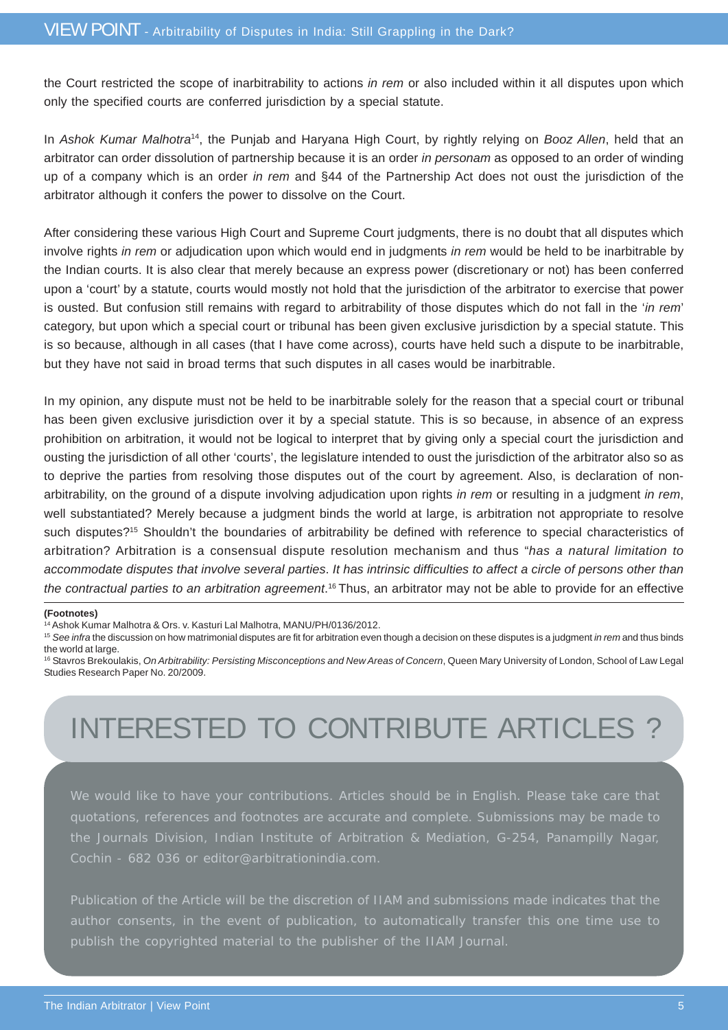the Court restricted the scope of inarbitrability to actions *in rem* or also included within it all disputes upon which only the specified courts are conferred jurisdiction by a special statute.

In *Ashok Kumar Malhotra*[14], the Punjab and Haryana High Court, by rightly relying on *Booz Allen*, held that an arbitrator can order dissolution of partnership because it is an order *in personam* as opposed to an order of winding up of a company which is an order *in rem* and §44 of the Partnership Act does not oust the jurisdiction of the arbitrator although it confers the power to dissolve on the Court.

After considering these various High Court and Supreme Court judgments, there is no doubt that all disputes which involve rights *in rem* or adjudication upon which would end in judgments *in rem* would be held to be inarbitrable by the Indian courts. It is also clear that merely because an express power (discretionary or not) has been conferred upon a 'court' by a statute, courts would mostly not hold that the jurisdiction of the arbitrator to exercise that power is ousted. But confusion still remains with regard to arbitrability of those disputes which do not fall in the '*in rem*' category, but upon which a special court or tribunal has been given exclusive jurisdiction by a special statute. This is so because, although in all cases (that I have come across), courts have held such a dispute to be inarbitrable, but they have not said in broad terms that such disputes in all cases would be inarbitrable.

In my opinion, any dispute must not be held to be inarbitrable solely for the reason that a special court or tribunal has been given exclusive jurisdiction over it by a special statute. This is so because, in absence of an express prohibition on arbitration, it would not be logical to interpret that by giving only a special court the jurisdiction and ousting the jurisdiction of all other 'courts', the legislature intended to oust the jurisdiction of the arbitrator also so as to deprive the parties from resolving those disputes out of the court by agreement. Also, is declaration of non-arbitrability, on the ground of a dispute involving adjudication upon rights *in rem* or resulting in a judgment *in rem*, well substantiated? Merely because a judgment binds the world at large, is arbitration not appropriate to resolve such disputes?[15] Shouldn't the boundaries of arbitrability be defined with reference to special characteristics of arbitration? Arbitration is a consensual dispute resolution mechanism and thus "*has a natural limitation to accommodate disputes that involve several parties. It has intrinsic difficulties to affect a circle of persons other than the contractual parties to an arbitration agreement*.[16] Thus, an arbitrator may not be able to provide for an effective

**(Footnotes)**

[14] Ashok Kumar Malhotra & Ors. v. Kasturi Lal Malhotra, MANU/PH/0136/2012.

[15] *See infra* the discussion on how matrimonial disputes are fit for arbitration even though a decision on these disputes is a judgment *in rem* and thus binds the world at large.

[16] Stavros Brekoulakis, *On Arbitrability: Persisting Misconceptions and New Areas of Concern*, Queen Mary University of London, School of Law Legal Studies Research Paper No. 20/2009.

# INTERESTED TO CONTRIBUTE ARTICLES ?

We would like to have your contributions. Articles should be in English. Please take care that quotations, references and footnotes are accurate and complete. Submissions may be made to the Journals Division, Indian Institute of Arbitration & Mediation, G-254, Panampilly Nagar, Cochin - 682 036 or editor@arbitrationindia.com.

Publication of the Article will be the discretion of IIAM and submissions made indicates that the author consents, in the event of publication, to automatically transfer this one time use to publish the copyrighted material to the publisher of the IIAM Journal.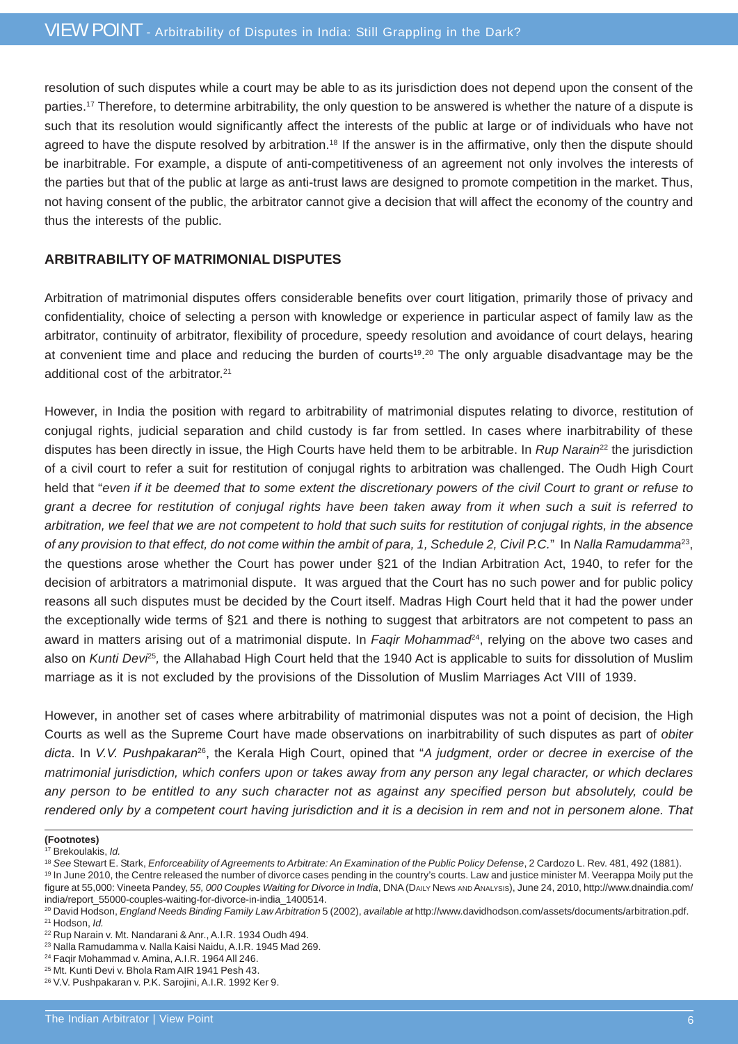resolution of such disputes while a court may be able to as its jurisdiction does not depend upon the consent of the parties.[17] Therefore, to determine arbitrability, the only question to be answered is whether the nature of a dispute is such that its resolution would significantly affect the interests of the public at large or of individuals who have not agreed to have the dispute resolved by arbitration.[18] If the answer is in the affirmative, only then the dispute should be inarbitrable. For example, a dispute of anti-competitiveness of an agreement not only involves the interests of the parties but that of the public at large as anti-trust laws are designed to promote competition in the market. Thus, not having consent of the public, the arbitrator cannot give a decision that will affect the economy of the country and thus the interests of the public.

## ARBITRABILITY OF MATRIMONIAL DISPUTES

Arbitration of matrimonial disputes offers considerable benefits over court litigation, primarily those of privacy and confidentiality, choice of selecting a person with knowledge or experience in particular aspect of family law as the arbitrator, continuity of arbitrator, flexibility of procedure, speedy resolution and avoidance of court delays, hearing at convenient time and place and reducing the burden of courts[19].[20] The only arguable disadvantage may be the additional cost of the arbitrator.[21]

However, in India the position with regard to arbitrability of matrimonial disputes relating to divorce, restitution of conjugal rights, judicial separation and child custody is far from settled. In cases where inarbitrability of these disputes has been directly in issue, the High Courts have held them to be arbitrable. In *Rup Narain*[22] the jurisdiction of a civil court to refer a suit for restitution of conjugal rights to arbitration was challenged. The Oudh High Court held that "*even if it be deemed that to some extent the discretionary powers of the civil Court to grant or refuse to grant a decree for restitution of conjugal rights have been taken away from it when such a suit is referred to arbitration, we feel that we are not competent to hold that such suits for restitution of conjugal rights, in the absence of any provision to that effect, do not come within the ambit of para, 1, Schedule 2, Civil P.C.*" In *Nalla Ramudamma*[23], the questions arose whether the Court has power under §21 of the Indian Arbitration Act, 1940, to refer for the decision of arbitrators a matrimonial dispute. It was argued that the Court has no such power and for public policy reasons all such disputes must be decided by the Court itself. Madras High Court held that it had the power under the exceptionally wide terms of §21 and there is nothing to suggest that arbitrators are not competent to pass an award in matters arising out of a matrimonial dispute. In *Faqir Mohammad*[24], relying on the above two cases and also on *Kunti Devi*[25], the Allahabad High Court held that the 1940 Act is applicable to suits for dissolution of Muslim marriage as it is not excluded by the provisions of the Dissolution of Muslim Marriages Act VIII of 1939.

However, in another set of cases where arbitrability of matrimonial disputes was not a point of decision, the High Courts as well as the Supreme Court have made observations on inarbitrability of such disputes as part of *obiter dicta*. In *V.V. Pushpakaran*[26], the Kerala High Court, opined that "*A judgment, order or decree in exercise of the matrimonial jurisdiction, which confers upon or takes away from any person any legal character, or which declares any person to be entitled to any such character not as against any specified person but absolutely, could be rendered only by a competent court having jurisdiction and it is a decision in rem and not in personem alone. That*

---

**(Footnotes)**

[17] Brekoulakis, *Id.*

[18] *See* Stewart E. Stark, *Enforceability of Agreements to Arbitrate: An Examination of the Public Policy Defense*, 2 Cardozo L. Rev. 481, 492 (1881).

[19] In June 2010, the Centre released the number of divorce cases pending in the country's courts. Law and justice minister M. Veerappa Moily put the figure at 55,000: Vineeta Pandey, *55, 000 Couples Waiting for Divorce in India*, DNA (Daily News and Analysis), June 24, 2010, http://www.dnaindia.com/india/report_55000-couples-waiting-for-divorce-in-india_1400514.

[20] David Hodson, *England Needs Binding Family Law Arbitration* 5 (2002), *available at* http://www.davidhodson.com/assets/documents/arbitration.pdf.

[21] Hodson, *Id.*

[22] Rup Narain v. Mt. Nandarani & Anr., A.I.R. 1934 Oudh 494.

[23] Nalla Ramudamma v. Nalla Kaisi Naidu, A.I.R. 1945 Mad 269.

[24] Faqir Mohammad v. Amina, A.I.R. 1964 All 246.

[25] Mt. Kunti Devi v. Bhola Ram AIR 1941 Pesh 43.

[26] V.V. Pushpakaran v. P.K. Sarojini, A.I.R. 1992 Ker 9.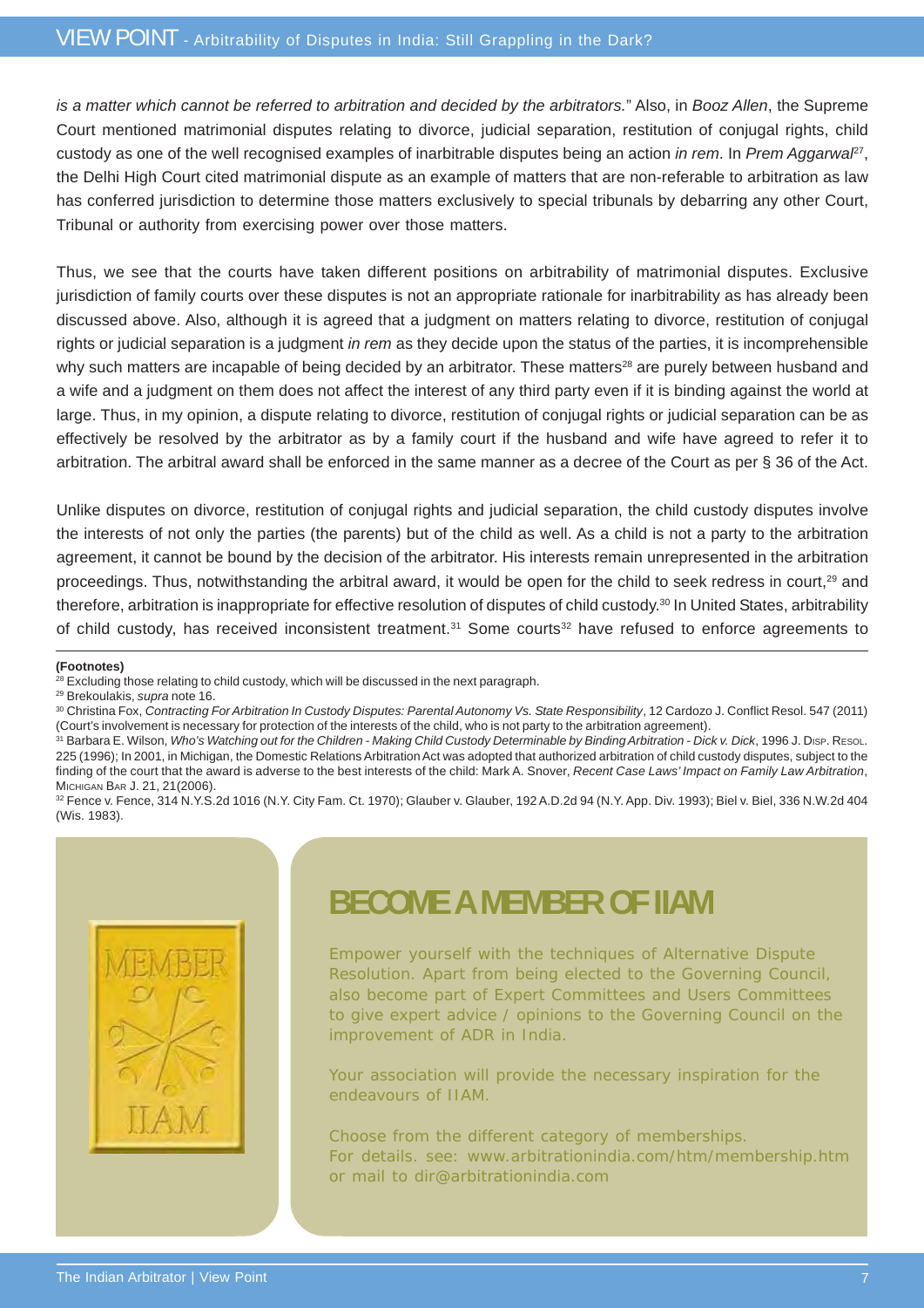*is a matter which cannot be referred to arbitration and decided by the arbitrators.*" Also, in *Booz Allen*, the Supreme Court mentioned matrimonial disputes relating to divorce, judicial separation, restitution of conjugal rights, child custody as one of the well recognised examples of inarbitrable disputes being an action *in rem*. In *Prem Aggarwal*[27], the Delhi High Court cited matrimonial dispute as an example of matters that are non-referable to arbitration as law has conferred jurisdiction to determine those matters exclusively to special tribunals by debarring any other Court, Tribunal or authority from exercising power over those matters.

Thus, we see that the courts have taken different positions on arbitrability of matrimonial disputes. Exclusive jurisdiction of family courts over these disputes is not an appropriate rationale for inarbitrability as has already been discussed above. Also, although it is agreed that a judgment on matters relating to divorce, restitution of conjugal rights or judicial separation is a judgment *in rem* as they decide upon the status of the parties, it is incomprehensible why such matters are incapable of being decided by an arbitrator. These matters[28] are purely between husband and a wife and a judgment on them does not affect the interest of any third party even if it is binding against the world at large. Thus, in my opinion, a dispute relating to divorce, restitution of conjugal rights or judicial separation can be as effectively be resolved by the arbitrator as by a family court if the husband and wife have agreed to refer it to arbitration. The arbitral award shall be enforced in the same manner as a decree of the Court as per § 36 of the Act.

Unlike disputes on divorce, restitution of conjugal rights and judicial separation, the child custody disputes involve the interests of not only the parties (the parents) but of the child as well. As a child is not a party to the arbitration agreement, it cannot be bound by the decision of the arbitrator. His interests remain unrepresented in the arbitration proceedings. Thus, notwithstanding the arbitral award, it would be open for the child to seek redress in court,[29] and therefore, arbitration is inappropriate for effective resolution of disputes of child custody.[30] In United States, arbitrability of child custody, has received inconsistent treatment.[31] Some courts[32] have refused to enforce agreements to

**(Footnotes)**

[28] Excluding those relating to child custody, which will be discussed in the next paragraph.

[29] Brekoulakis, *supra* note 16.

[30] Christina Fox, *Contracting For Arbitration In Custody Disputes: Parental Autonomy Vs. State Responsibility*, 12 Cardozo J. Conflict Resol. 547 (2011) (Court's involvement is necessary for protection of the interests of the child, who is not party to the arbitration agreement).

[31] Barbara E. Wilson, *Who's Watching out for the Children - Making Child Custody Determinable by Binding Arbitration - Dick v. Dick*, 1996 J. Disp. Resol. 225 (1996); In 2001, in Michigan, the Domestic Relations Arbitration Act was adopted that authorized arbitration of child custody disputes, subject to the finding of the court that the award is adverse to the best interests of the child: Mark A. Snover, *Recent Case Laws' Impact on Family Law Arbitration*, Michigan Bar J. 21, 21(2006).

[32] Fence v. Fence, 314 N.Y.S.2d 1016 (N.Y. City Fam. Ct. 1970); Glauber v. Glauber, 192 A.D.2d 94 (N.Y. App. Div. 1993); Biel v. Biel, 336 N.W.2d 404 (Wis. 1983).

## BECOME A MEMBER OF IIAM

Empower yourself with the techniques of Alternative Dispute Resolution. Apart from being elected to the Governing Council, also become part of Expert Committees and Users Committees to give expert advice / opinions to the Governing Council on the improvement of ADR in India.

Your association will provide the necessary inspiration for the endeavours of IIAM.

Choose from the different category of memberships.
For details. see: www.arbitrationindia.com/htm/membership.htm or mail to dir@arbitrationindia.com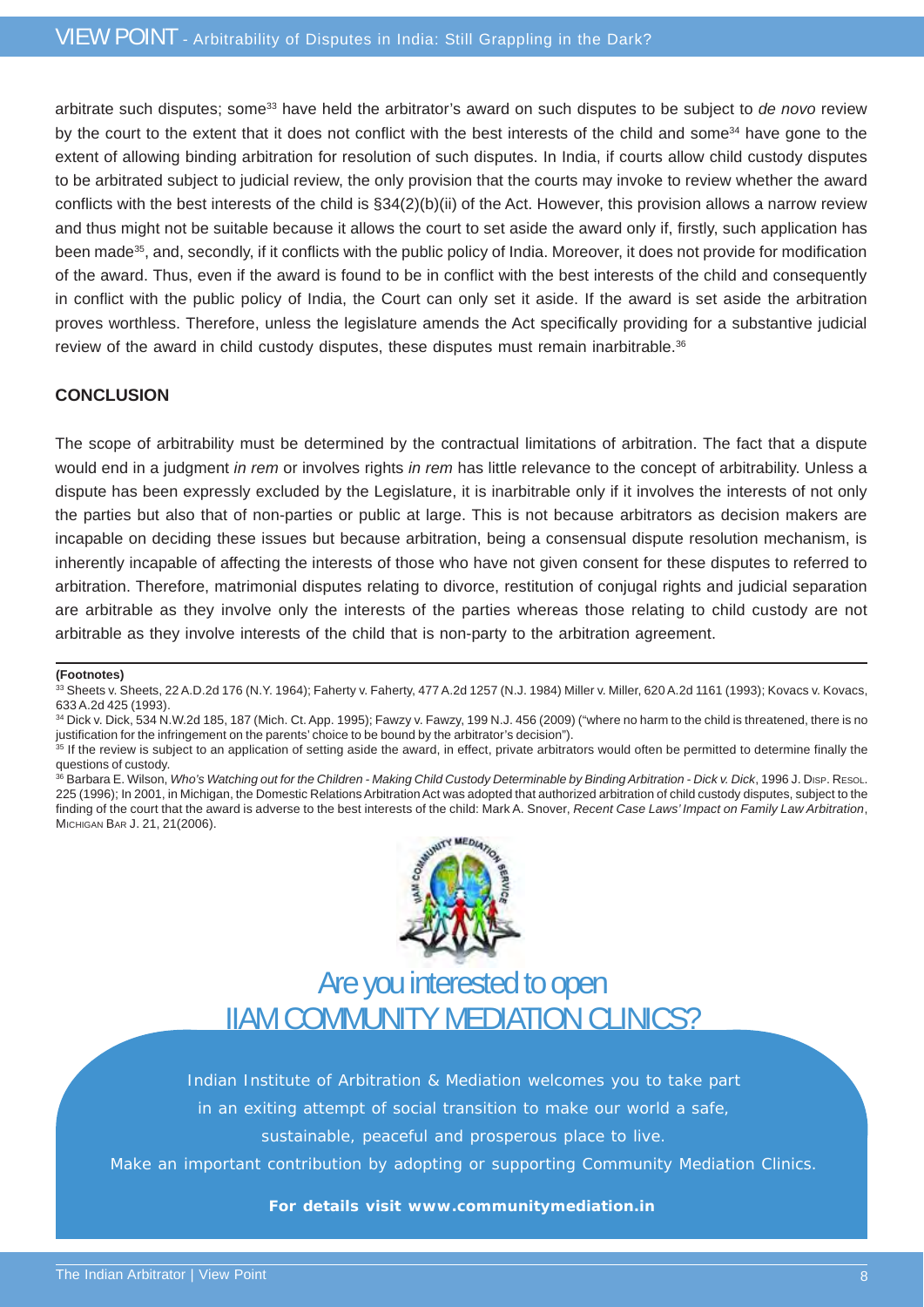arbitrate such disputes; some[33] have held the arbitrator's award on such disputes to be subject to *de novo* review by the court to the extent that it does not conflict with the best interests of the child and some[34] have gone to the extent of allowing binding arbitration for resolution of such disputes. In India, if courts allow child custody disputes to be arbitrated subject to judicial review, the only provision that the courts may invoke to review whether the award conflicts with the best interests of the child is §34(2)(b)(ii) of the Act. However, this provision allows a narrow review and thus might not be suitable because it allows the court to set aside the award only if, firstly, such application has been made[35], and, secondly, if it conflicts with the public policy of India. Moreover, it does not provide for modification of the award. Thus, even if the award is found to be in conflict with the best interests of the child and consequently in conflict with the public policy of India, the Court can only set it aside. If the award is set aside the arbitration proves worthless. Therefore, unless the legislature amends the Act specifically providing for a substantive judicial review of the award in child custody disputes, these disputes must remain inarbitrable.[36]

## CONCLUSION

The scope of arbitrability must be determined by the contractual limitations of arbitration. The fact that a dispute would end in a judgment *in rem* or involves rights *in rem* has little relevance to the concept of arbitrability. Unless a dispute has been expressly excluded by the Legislature, it is inarbitrable only if it involves the interests of not only the parties but also that of non-parties or public at large. This is not because arbitrators as decision makers are incapable on deciding these issues but because arbitration, being a consensual dispute resolution mechanism, is inherently incapable of affecting the interests of those who have not given consent for these disputes to referred to arbitration. Therefore, matrimonial disputes relating to divorce, restitution of conjugal rights and judicial separation are arbitrable as they involve only the interests of the parties whereas those relating to child custody are not arbitrable as they involve interests of the child that is non-party to the arbitration agreement.

**(Footnotes)**

[33] Sheets v. Sheets, 22 A.D.2d 176 (N.Y. 1964); Faherty v. Faherty, 477 A.2d 1257 (N.J. 1984) Miller v. Miller, 620 A.2d 1161 (1993); Kovacs v. Kovacs, 633 A.2d 425 (1993).

[34] Dick v. Dick, 534 N.W.2d 185, 187 (Mich. Ct. App. 1995); Fawzy v. Fawzy, 199 N.J. 456 (2009) ("where no harm to the child is threatened, there is no justification for the infringement on the parents' choice to be bound by the arbitrator's decision").

[35] If the review is subject to an application of setting aside the award, in effect, private arbitrators would often be permitted to determine finally the questions of custody.

[36] Barbara E. Wilson, *Who's Watching out for the Children - Making Child Custody Determinable by Binding Arbitration - Dick v. Dick*, 1996 J. DISP. RESOL. 225 (1996); In 2001, in Michigan, the Domestic Relations Arbitration Act was adopted that authorized arbitration of child custody disputes, subject to the finding of the court that the award is adverse to the best interests of the child: Mark A. Snover, *Recent Case Laws' Impact on Family Law Arbitration*, MICHIGAN BAR J. 21, 21(2006).

## Are you interested to open IIAM COMMUNITY MEDIATION CLINICS?

Indian Institute of Arbitration & Mediation welcomes you to take part in an exiting attempt of social transition to make our world a safe, sustainable, peaceful and prosperous place to live.

Make an important contribution by adopting or supporting Community Mediation Clinics.

**For details visit www.communitymediation.in**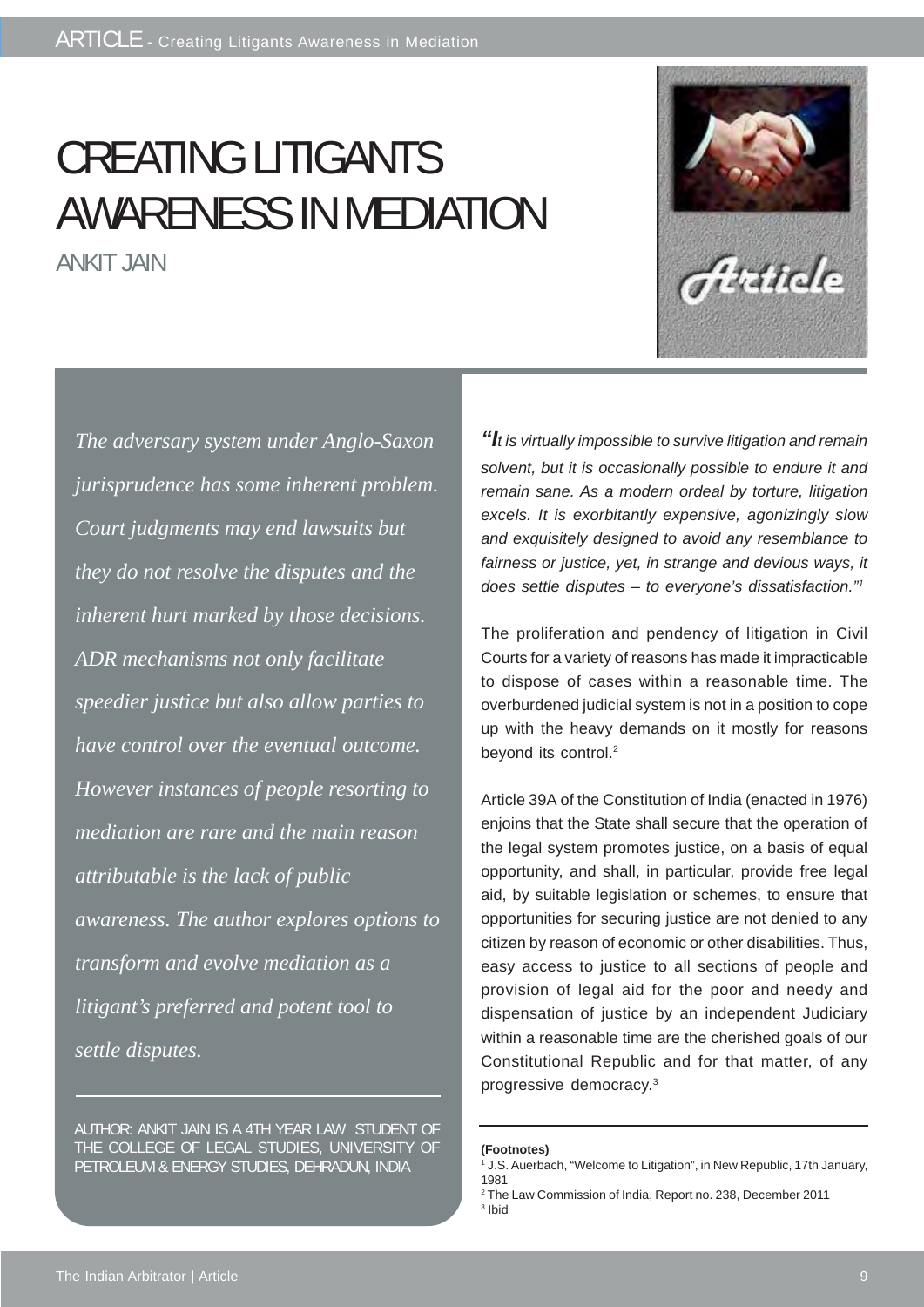# CREATING LITIGANTS AWARENESS IN MEDIATION

ANKIT JAIN

*The adversary system under Anglo-Saxon jurisprudence has some inherent problem. Court judgments may end lawsuits but they do not resolve the disputes and the inherent hurt marked by those decisions. ADR mechanisms not only facilitate speedier justice but also allow parties to have control over the eventual outcome. However instances of people resorting to mediation are rare and the main reason attributable is the lack of public awareness. The author explores options to transform and evolve mediation as a litigant's preferred and potent tool to settle disputes.*

AUTHOR: ANKIT JAIN IS A 4TH YEAR LAW STUDENT OF THE COLLEGE OF LEGAL STUDIES, UNIVERSITY OF PETROLEUM & ENERGY STUDIES, DEHRADUN, INDIA

*"It is virtually impossible to survive litigation and remain solvent, but it is occasionally possible to endure it and remain sane. As a modern ordeal by torture, litigation excels. It is exorbitantly expensive, agonizingly slow and exquisitely designed to avoid any resemblance to fairness or justice, yet, in strange and devious ways, it does settle disputes – to everyone's dissatisfaction."*[1]

The proliferation and pendency of litigation in Civil Courts for a variety of reasons has made it impracticable to dispose of cases within a reasonable time. The overburdened judicial system is not in a position to cope up with the heavy demands on it mostly for reasons beyond its control.[2]

Article 39A of the Constitution of India (enacted in 1976) enjoins that the State shall secure that the operation of the legal system promotes justice, on a basis of equal opportunity, and shall, in particular, provide free legal aid, by suitable legislation or schemes, to ensure that opportunities for securing justice are not denied to any citizen by reason of economic or other disabilities. Thus, easy access to justice to all sections of people and provision of legal aid for the poor and needy and dispensation of justice by an independent Judiciary within a reasonable time are the cherished goals of our Constitutional Republic and for that matter, of any progressive democracy.[3]

**(Footnotes)**

[1] J.S. Auerbach, "Welcome to Litigation", in New Republic, 17th January, 1981

[2] The Law Commission of India, Report no. 238, December 2011

[3] Ibid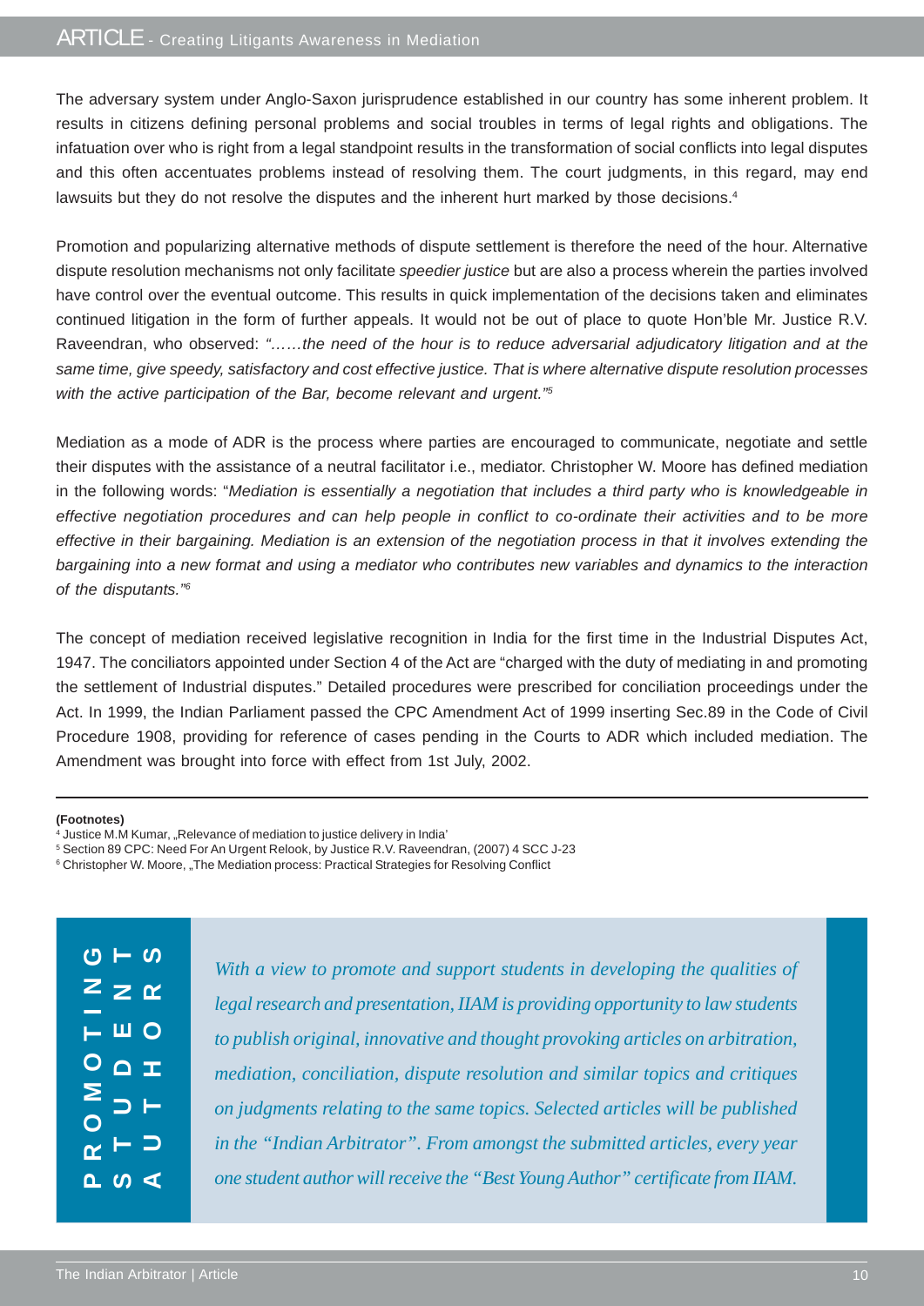The adversary system under Anglo-Saxon jurisprudence established in our country has some inherent problem. It results in citizens defining personal problems and social troubles in terms of legal rights and obligations. The infatuation over who is right from a legal standpoint results in the transformation of social conflicts into legal disputes and this often accentuates problems instead of resolving them. The court judgments, in this regard, may end lawsuits but they do not resolve the disputes and the inherent hurt marked by those decisions.[4]

Promotion and popularizing alternative methods of dispute settlement is therefore the need of the hour. Alternative dispute resolution mechanisms not only facilitate *speedier justice* but are also a process wherein the parties involved have control over the eventual outcome. This results in quick implementation of the decisions taken and eliminates continued litigation in the form of further appeals. It would not be out of place to quote Hon'ble Mr. Justice R.V. Raveendran, who observed: *"……the need of the hour is to reduce adversarial adjudicatory litigation and at the same time, give speedy, satisfactory and cost effective justice. That is where alternative dispute resolution processes with the active participation of the Bar, become relevant and urgent."*[5]

Mediation as a mode of ADR is the process where parties are encouraged to communicate, negotiate and settle their disputes with the assistance of a neutral facilitator i.e., mediator. Christopher W. Moore has defined mediation in the following words: "*Mediation is essentially a negotiation that includes a third party who is knowledgeable in effective negotiation procedures and can help people in conflict to co-ordinate their activities and to be more effective in their bargaining. Mediation is an extension of the negotiation process in that it involves extending the bargaining into a new format and using a mediator who contributes new variables and dynamics to the interaction of the disputants."*[6]

The concept of mediation received legislative recognition in India for the first time in the Industrial Disputes Act, 1947. The conciliators appointed under Section 4 of the Act are "charged with the duty of mediating in and promoting the settlement of Industrial disputes." Detailed procedures were prescribed for conciliation proceedings under the Act. In 1999, the Indian Parliament passed the CPC Amendment Act of 1999 inserting Sec.89 in the Code of Civil Procedure 1908, providing for reference of cases pending in the Courts to ADR which included mediation. The Amendment was brought into force with effect from 1st July, 2002.

---

**(Footnotes)**

[4] Justice M.M Kumar, „Relevance of mediation to justice delivery in India'

[5] Section 89 CPC: Need For An Urgent Relook, by Justice R.V. Raveendran, (2007) 4 SCC J-23

[6] Christopher W. Moore, „The Mediation process: Practical Strategies for Resolving Conflict

**PROMOTING STUDENT AUTHORS**

*With a view to promote and support students in developing the qualities of legal research and presentation, IIAM is providing opportunity to law students to publish original, innovative and thought provoking articles on arbitration, mediation, conciliation, dispute resolution and similar topics and critiques on judgments relating to the same topics. Selected articles will be published in the "Indian Arbitrator". From amongst the submitted articles, every year one student author will receive the "Best Young Author" certificate from IIAM.*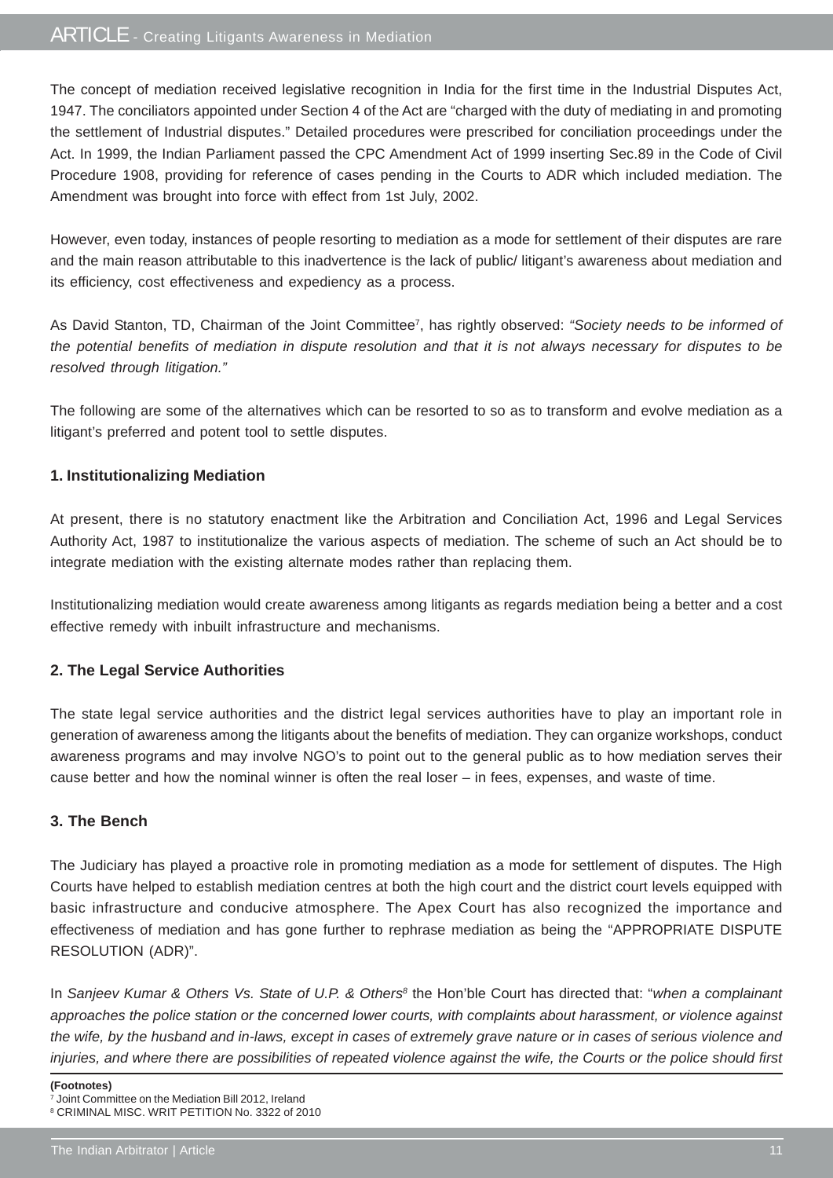The concept of mediation received legislative recognition in India for the first time in the Industrial Disputes Act, 1947. The conciliators appointed under Section 4 of the Act are "charged with the duty of mediating in and promoting the settlement of Industrial disputes." Detailed procedures were prescribed for conciliation proceedings under the Act. In 1999, the Indian Parliament passed the CPC Amendment Act of 1999 inserting Sec.89 in the Code of Civil Procedure 1908, providing for reference of cases pending in the Courts to ADR which included mediation. The Amendment was brought into force with effect from 1st July, 2002.

However, even today, instances of people resorting to mediation as a mode for settlement of their disputes are rare and the main reason attributable to this inadvertence is the lack of public/ litigant's awareness about mediation and its efficiency, cost effectiveness and expediency as a process.

As David Stanton, TD, Chairman of the Joint Committee[7], has rightly observed: *"Society needs to be informed of the potential benefits of mediation in dispute resolution and that it is not always necessary for disputes to be resolved through litigation."*

The following are some of the alternatives which can be resorted to so as to transform and evolve mediation as a litigant's preferred and potent tool to settle disputes.

### 1. Institutionalizing Mediation

At present, there is no statutory enactment like the Arbitration and Conciliation Act, 1996 and Legal Services Authority Act, 1987 to institutionalize the various aspects of mediation. The scheme of such an Act should be to integrate mediation with the existing alternate modes rather than replacing them.

Institutionalizing mediation would create awareness among litigants as regards mediation being a better and a cost effective remedy with inbuilt infrastructure and mechanisms.

### 2. The Legal Service Authorities

The state legal service authorities and the district legal services authorities have to play an important role in generation of awareness among the litigants about the benefits of mediation. They can organize workshops, conduct awareness programs and may involve NGO's to point out to the general public as to how mediation serves their cause better and how the nominal winner is often the real loser – in fees, expenses, and waste of time.

### 3. The Bench

The Judiciary has played a proactive role in promoting mediation as a mode for settlement of disputes. The High Courts have helped to establish mediation centres at both the high court and the district court levels equipped with basic infrastructure and conducive atmosphere. The Apex Court has also recognized the importance and effectiveness of mediation and has gone further to rephrase mediation as being the "APPROPRIATE DISPUTE RESOLUTION (ADR)".

In *Sanjeev Kumar & Others Vs. State of U.P. & Others*[8] the Hon'ble Court has directed that: "*when a complainant approaches the police station or the concerned lower courts, with complaints about harassment, or violence against the wife, by the husband and in-laws, except in cases of extremely grave nature or in cases of serious violence and injuries, and where there are possibilities of repeated violence against the wife, the Courts or the police should first*

---

**(Footnotes)**

[7] Joint Committee on the Mediation Bill 2012, Ireland

[8] CRIMINAL MISC. WRIT PETITION No. 3322 of 2010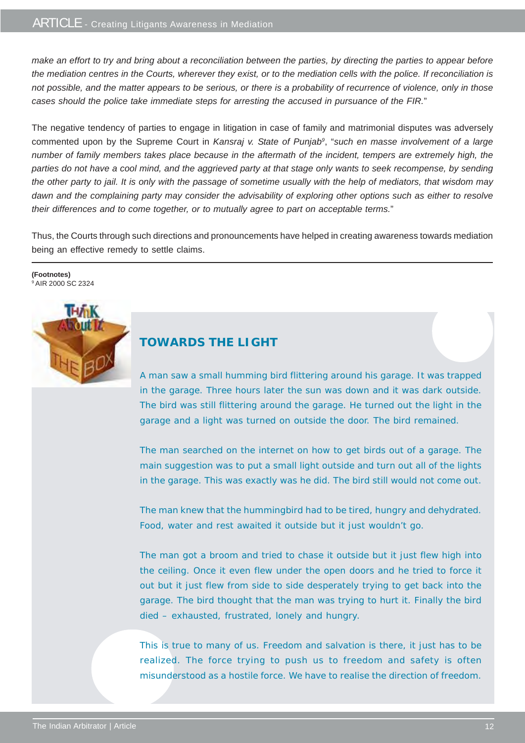*make an effort to try and bring about a reconciliation between the parties, by directing the parties to appear before the mediation centres in the Courts, wherever they exist, or to the mediation cells with the police. If reconciliation is not possible, and the matter appears to be serious, or there is a probability of recurrence of violence, only in those cases should the police take immediate steps for arresting the accused in pursuance of the FIR.*"

The negative tendency of parties to engage in litigation in case of family and matrimonial disputes was adversely commented upon by the Supreme Court in *Kansraj v. State of Punjab*[9], "*such en masse involvement of a large number of family members takes place because in the aftermath of the incident, tempers are extremely high, the parties do not have a cool mind, and the aggrieved party at that stage only wants to seek recompense, by sending the other party to jail. It is only with the passage of sometime usually with the help of mediators, that wisdom may dawn and the complaining party may consider the advisability of exploring other options such as either to resolve their differences and to come together, or to mutually agree to part on acceptable terms.*"

Thus, the Courts through such directions and pronouncements have helped in creating awareness towards mediation being an effective remedy to settle claims.

---

**(Footnotes)**
[9] AIR 2000 SC 2324

## TOWARDS THE LIGHT

A man saw a small humming bird flittering around his garage. It was trapped in the garage. Three hours later the sun was down and it was dark outside. The bird was still flittering around the garage. He turned out the light in the garage and a light was turned on outside the door. The bird remained.

The man searched on the internet on how to get birds out of a garage. The main suggestion was to put a small light outside and turn out all of the lights in the garage. This was exactly was he did. The bird still would not come out.

The man knew that the hummingbird had to be tired, hungry and dehydrated. Food, water and rest awaited it outside but it just wouldn't go.

The man got a broom and tried to chase it outside but it just flew high into the ceiling. Once it even flew under the open doors and he tried to force it out but it just flew from side to side desperately trying to get back into the garage. The bird thought that the man was trying to hurt it. Finally the bird died – exhausted, frustrated, lonely and hungry.

This is true to many of us. Freedom and salvation is there, it just has to be realized. The force trying to push us to freedom and safety is often misunderstood as a hostile force. We have to realise the direction of freedom.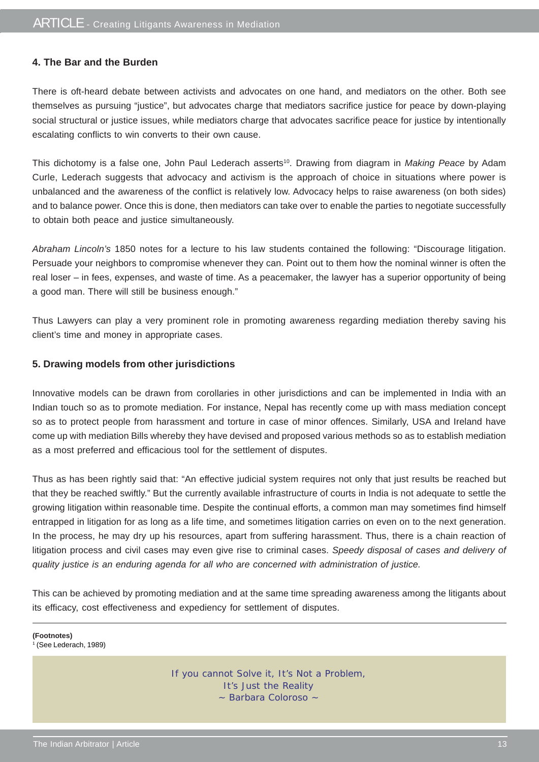## 4. The Bar and the Burden

There is oft-heard debate between activists and advocates on one hand, and mediators on the other. Both see themselves as pursuing "justice", but advocates charge that mediators sacrifice justice for peace by down-playing social structural or justice issues, while mediators charge that advocates sacrifice peace for justice by intentionally escalating conflicts to win converts to their own cause.

This dichotomy is a false one, John Paul Lederach asserts[10]. Drawing from diagram in *Making Peace* by Adam Curle, Lederach suggests that advocacy and activism is the approach of choice in situations where power is unbalanced and the awareness of the conflict is relatively low. Advocacy helps to raise awareness (on both sides) and to balance power. Once this is done, then mediators can take over to enable the parties to negotiate successfully to obtain both peace and justice simultaneously.

*Abraham Lincoln's* 1850 notes for a lecture to his law students contained the following: "Discourage litigation. Persuade your neighbors to compromise whenever they can. Point out to them how the nominal winner is often the real loser – in fees, expenses, and waste of time. As a peacemaker, the lawyer has a superior opportunity of being a good man. There will still be business enough."

Thus Lawyers can play a very prominent role in promoting awareness regarding mediation thereby saving his client's time and money in appropriate cases.

## 5. Drawing models from other jurisdictions

Innovative models can be drawn from corollaries in other jurisdictions and can be implemented in India with an Indian touch so as to promote mediation. For instance, Nepal has recently come up with mass mediation concept so as to protect people from harassment and torture in case of minor offences. Similarly, USA and Ireland have come up with mediation Bills whereby they have devised and proposed various methods so as to establish mediation as a most preferred and efficacious tool for the settlement of disputes.

Thus as has been rightly said that: "An effective judicial system requires not only that just results be reached but that they be reached swiftly." But the currently available infrastructure of courts in India is not adequate to settle the growing litigation within reasonable time. Despite the continual efforts, a common man may sometimes find himself entrapped in litigation for as long as a life time, and sometimes litigation carries on even on to the next generation. In the process, he may dry up his resources, apart from suffering harassment. Thus, there is a chain reaction of litigation process and civil cases may even give rise to criminal cases. *Speedy disposal of cases and delivery of quality justice is an enduring agenda for all who are concerned with administration of justice.*

This can be achieved by promoting mediation and at the same time spreading awareness among the litigants about its efficacy, cost effectiveness and expediency for settlement of disputes.

---

**(Footnotes)**

[1] (See Lederach, 1989)

> If you cannot Solve it, It's Not a Problem,
> It's Just the Reality
> ~ Barbara Coloroso ~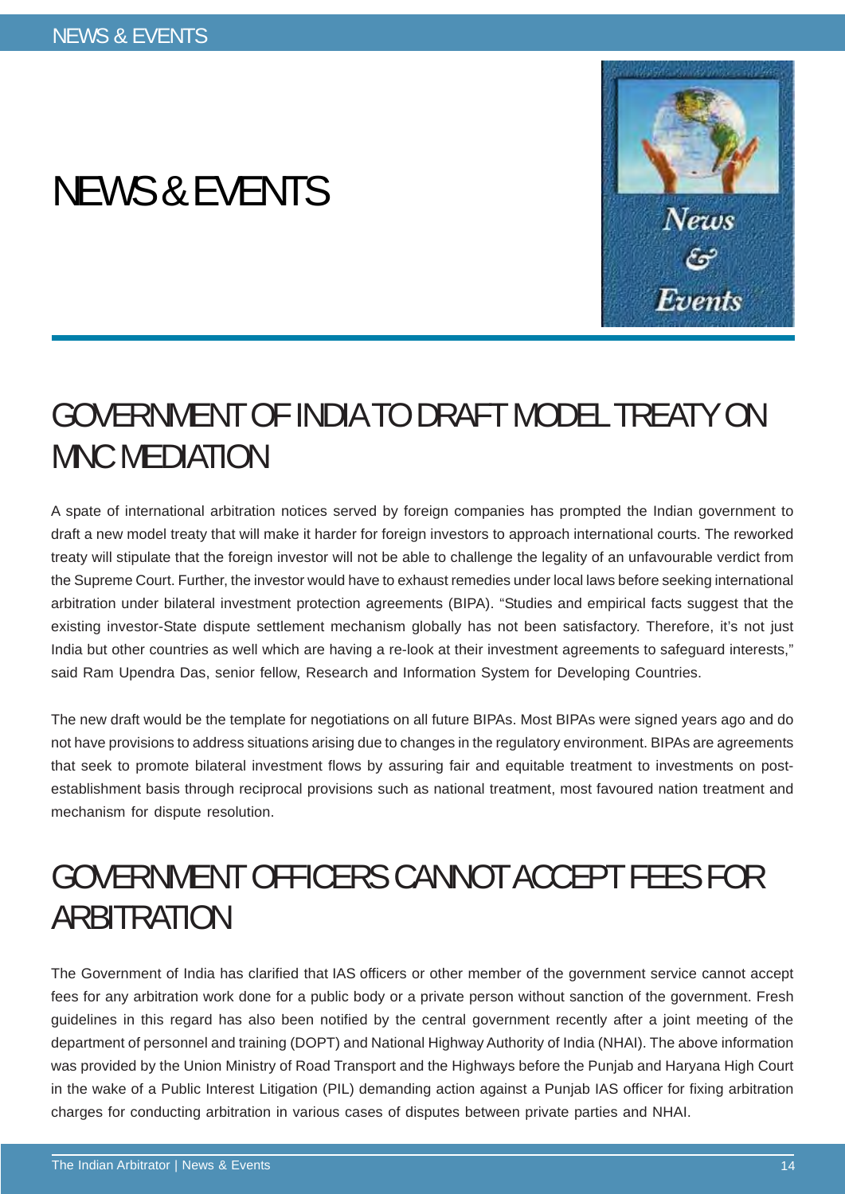# NEWS & EVENTS

## GOVERNMENT OF INDIA TO DRAFT MODEL TREATY ON MNC MEDIATION

A spate of international arbitration notices served by foreign companies has prompted the Indian government to draft a new model treaty that will make it harder for foreign investors to approach international courts. The reworked treaty will stipulate that the foreign investor will not be able to challenge the legality of an unfavourable verdict from the Supreme Court. Further, the investor would have to exhaust remedies under local laws before seeking international arbitration under bilateral investment protection agreements (BIPA). "Studies and empirical facts suggest that the existing investor-State dispute settlement mechanism globally has not been satisfactory. Therefore, it's not just India but other countries as well which are having a re-look at their investment agreements to safeguard interests," said Ram Upendra Das, senior fellow, Research and Information System for Developing Countries.

The new draft would be the template for negotiations on all future BIPAs. Most BIPAs were signed years ago and do not have provisions to address situations arising due to changes in the regulatory environment. BIPAs are agreements that seek to promote bilateral investment flows by assuring fair and equitable treatment to investments on post-establishment basis through reciprocal provisions such as national treatment, most favoured nation treatment and mechanism for dispute resolution.

## GOVERNMENT OFFICERS CANNOT ACCEPT FEES FOR ARBITRATION

The Government of India has clarified that IAS officers or other member of the government service cannot accept fees for any arbitration work done for a public body or a private person without sanction of the government. Fresh guidelines in this regard has also been notified by the central government recently after a joint meeting of the department of personnel and training (DOPT) and National Highway Authority of India (NHAI). The above information was provided by the Union Ministry of Road Transport and the Highways before the Punjab and Haryana High Court in the wake of a Public Interest Litigation (PIL) demanding action against a Punjab IAS officer for fixing arbitration charges for conducting arbitration in various cases of disputes between private parties and NHAI.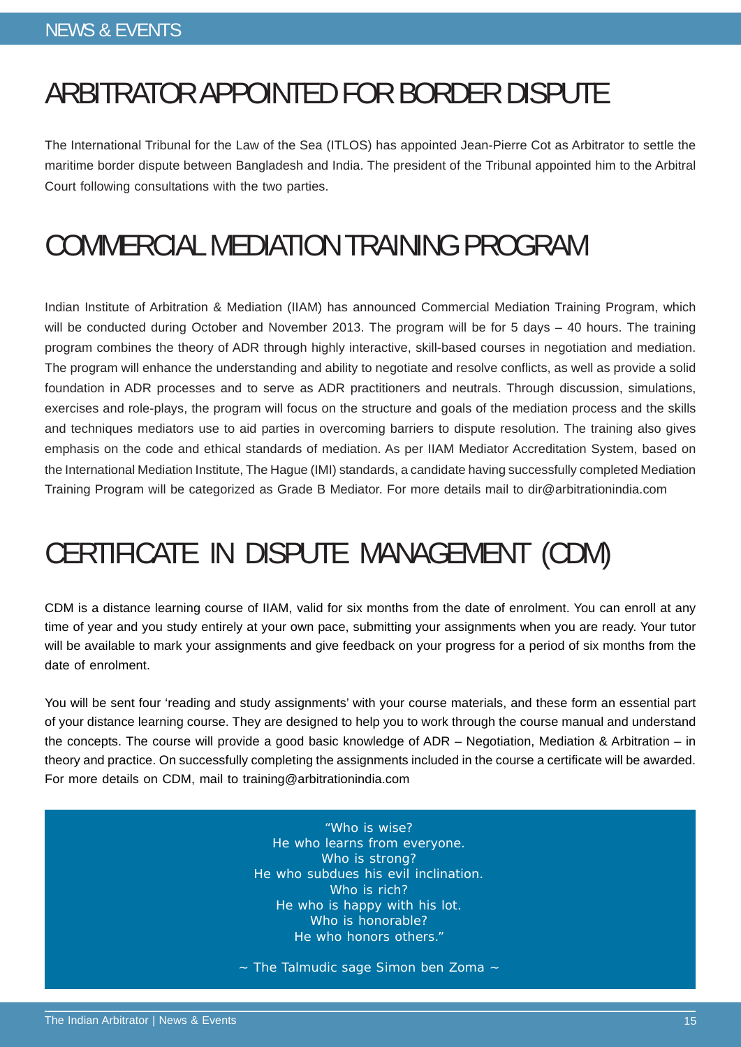# ARBITRATOR APPOINTED FOR BORDER DISPUTE

The International Tribunal for the Law of the Sea (ITLOS) has appointed Jean-Pierre Cot as Arbitrator to settle the maritime border dispute between Bangladesh and India. The president of the Tribunal appointed him to the Arbitral Court following consultations with the two parties.

# COMMERCIAL MEDIATION TRAINING PROGRAM

Indian Institute of Arbitration & Mediation (IIAM) has announced Commercial Mediation Training Program, which will be conducted during October and November 2013. The program will be for 5 days – 40 hours. The training program combines the theory of ADR through highly interactive, skill-based courses in negotiation and mediation. The program will enhance the understanding and ability to negotiate and resolve conflicts, as well as provide a solid foundation in ADR processes and to serve as ADR practitioners and neutrals. Through discussion, simulations, exercises and role-plays, the program will focus on the structure and goals of the mediation process and the skills and techniques mediators use to aid parties in overcoming barriers to dispute resolution. The training also gives emphasis on the code and ethical standards of mediation. As per IIAM Mediator Accreditation System, based on the International Mediation Institute, The Hague (IMI) standards, a candidate having successfully completed Mediation Training Program will be categorized as Grade B Mediator. For more details mail to dir@arbitrationindia.com

# CERTIFICATE IN DISPUTE MANAGEMENT (CDM)

CDM is a distance learning course of IIAM, valid for six months from the date of enrolment. You can enroll at any time of year and you study entirely at your own pace, submitting your assignments when you are ready. Your tutor will be available to mark your assignments and give feedback on your progress for a period of six months from the date of enrolment.

You will be sent four 'reading and study assignments' with your course materials, and these form an essential part of your distance learning course. They are designed to help you to work through the course manual and understand the concepts. The course will provide a good basic knowledge of ADR – Negotiation, Mediation & Arbitration – in theory and practice. On successfully completing the assignments included in the course a certificate will be awarded. For more details on CDM, mail to training@arbitrationindia.com

> "Who is wise?
> He who learns from everyone.
> Who is strong?
> He who subdues his evil inclination.
> Who is rich?
> He who is happy with his lot.
> Who is honorable?
> He who honors others."
>
> ~ The Talmudic sage Simon ben Zoma ~